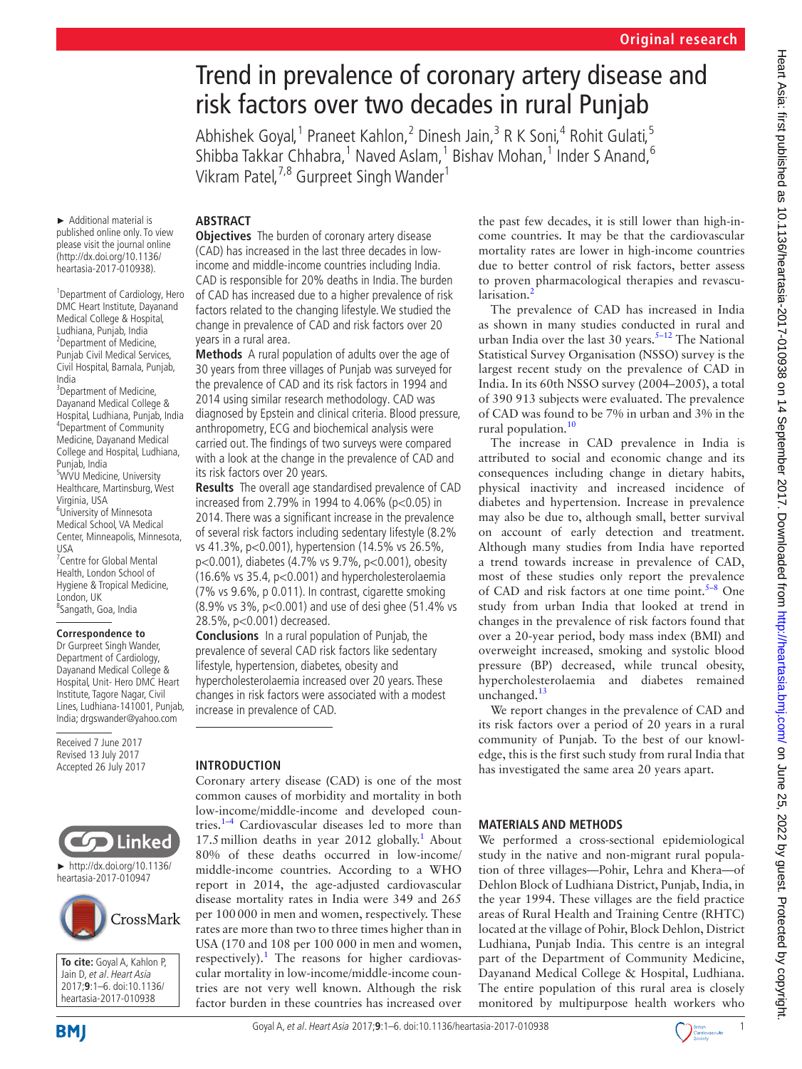Original research

# Trend in prevalence of coronary artery disease and risk factors over two decades in rural Punjab

Abhishek Goyal,[1] Praneet Kahlon,[2] Dinesh Jain,[3] R K Soni,[4] Rohit Gulati,[5] Shibba Takkar Chhabra,[1] Naved Aslam,[1] Bishav Mohan,[1] Inder S Anand,[6] Vikram Patel,[7,8] Gurpreet Singh Wander[1]

► Additional material is published online only. To view please visit the journal online (http://dx.doi.org/10.1136/heartasia-2017-010938).

[1]Department of Cardiology, Hero DMC Heart Institute, Dayanand Medical College & Hospital, Ludhiana, Punjab, India
[2]Department of Medicine, Punjab Civil Medical Services, Civil Hospital, Barnala, Punjab, India
[3]Department of Medicine, Dayanand Medical College & Hospital, Ludhiana, Punjab, India
[4]Department of Community Medicine, Dayanand Medical College and Hospital, Ludhiana, Punjab, India
[5]WVU Medicine, University Healthcare, Martinsburg, West Virginia, USA
[6]University of Minnesota Medical School, VA Medical Center, Minneapolis, Minnesota, USA
[7]Centre for Global Mental Health, London School of Hygiene & Tropical Medicine, London, UK
[8]Sangath, Goa, India

**Correspondence to**
Dr Gurpreet Singh Wander, Department of Cardiology, Dayanand Medical College & Hospital, Unit- Hero DMC Heart Institute, Tagore Nagar, Civil Lines, Ludhiana-141001, Punjab, India; drgswander@yahoo.com

Received 7 June 2017
Revised 13 July 2017
Accepted 26 July 2017

► http://dx.doi.org/10.1136/heartasia-2017-010947

**To cite:** Goyal A, Kahlon P, Jain D, *et al*. *Heart Asia* 2017;**9**:1–6. doi:10.1136/heartasia-2017-010938

## Abstract

**Objectives** The burden of coronary artery disease (CAD) has increased in the last three decades in low-income and middle-income countries including India. CAD is responsible for 20% deaths in India. The burden of CAD has increased due to a higher prevalence of risk factors related to the changing lifestyle. We studied the change in prevalence of CAD and risk factors over 20 years in a rural area.

**Methods** A rural population of adults over the age of 30 years from three villages of Punjab was surveyed for the prevalence of CAD and its risk factors in 1994 and 2014 using similar research methodology. CAD was diagnosed by Epstein and clinical criteria. Blood pressure, anthropometry, ECG and biochemical analysis were carried out. The findings of two surveys were compared with a look at the change in the prevalence of CAD and its risk factors over 20 years.

**Results** The overall age standardised prevalence of CAD increased from 2.79% in 1994 to 4.06% ($p<0.05$) in 2014. There was a significant increase in the prevalence of several risk factors including sedentary lifestyle (8.2% vs 41.3%, $p<0.001$), hypertension (14.5% vs 26.5%, $p<0.001$), diabetes (4.7% vs 9.7%, $p<0.001$), obesity (16.6% vs 35.4, $p<0.001$) and hypercholesterolaemia (7% vs 9.6%, p 0.011). In contrast, cigarette smoking (8.9% vs 3%, $p<0.001$) and use of desi ghee (51.4% vs 28.5%, $p<0.001$) decreased.

**Conclusions** In a rural population of Punjab, the prevalence of several CAD risk factors like sedentary lifestyle, hypertension, diabetes, obesity and hypercholesterolaemia increased over 20 years. These changes in risk factors were associated with a modest increase in prevalence of CAD.

## Introduction

Coronary artery disease (CAD) is one of the most common causes of morbidity and mortality in both low-income/middle-income and developed countries.[1–4] Cardiovascular diseases led to more than 17.5 million deaths in year 2012 globally.[1] About 80% of these deaths occurred in low-income/middle-income countries. According to a WHO report in 2014, the age-adjusted cardiovascular disease mortality rates in India were 349 and 265 per 100 000 in men and women, respectively. These rates are more than two to three times higher than in USA (170 and 108 per 100 000 in men and women, respectively).[1] The reasons for higher cardiovascular mortality in low-income/middle-income countries are not very well known. Although the risk factor burden in these countries has increased over the past few decades, it is still lower than high-income countries. It may be that the cardiovascular mortality rates are lower in high-income countries due to better control of risk factors, better assess to proven pharmacological therapies and revascularisation.[2]

The prevalence of CAD has increased in India as shown in many studies conducted in rural and urban India over the last 30 years.[5–12] The National Statistical Survey Organisation (NSSO) survey is the largest recent study on the prevalence of CAD in India. In its 60th NSSO survey (2004–2005), a total of 390 913 subjects were evaluated. The prevalence of CAD was found to be 7% in urban and 3% in the rural population.[10]

The increase in CAD prevalence in India is attributed to social and economic change and its consequences including change in dietary habits, physical inactivity and increased incidence of diabetes and hypertension. Increase in prevalence may also be due to, although small, better survival on account of early detection and treatment. Although many studies from India have reported a trend towards increase in prevalence of CAD, most of these studies only report the prevalence of CAD and risk factors at one time point.[5–8] One study from urban India that looked at trend in changes in the prevalence of risk factors found that over a 20-year period, body mass index (BMI) and overweight increased, smoking and systolic blood pressure (BP) decreased, while truncal obesity, hypercholesterolaemia and diabetes remained unchanged.[13]

We report changes in the prevalence of CAD and its risk factors over a period of 20 years in a rural community of Punjab. To the best of our knowledge, this is the first such study from rural India that has investigated the same area 20 years apart.

## Materials and methods

We performed a cross-sectional epidemiological study in the native and non-migrant rural population of three villages—Pohir, Lehra and Khera—of Dehlon Block of Ludhiana District, Punjab, India, in the year 1994. These villages are the field practice areas of Rural Health and Training Centre (RHTC) located at the village of Pohir, Block Dehlon, District Ludhiana, Punjab India. This centre is an integral part of the Department of Community Medicine, Dayanand Medical College & Hospital, Ludhiana. The entire population of this rural area is closely monitored by multipurpose health workers who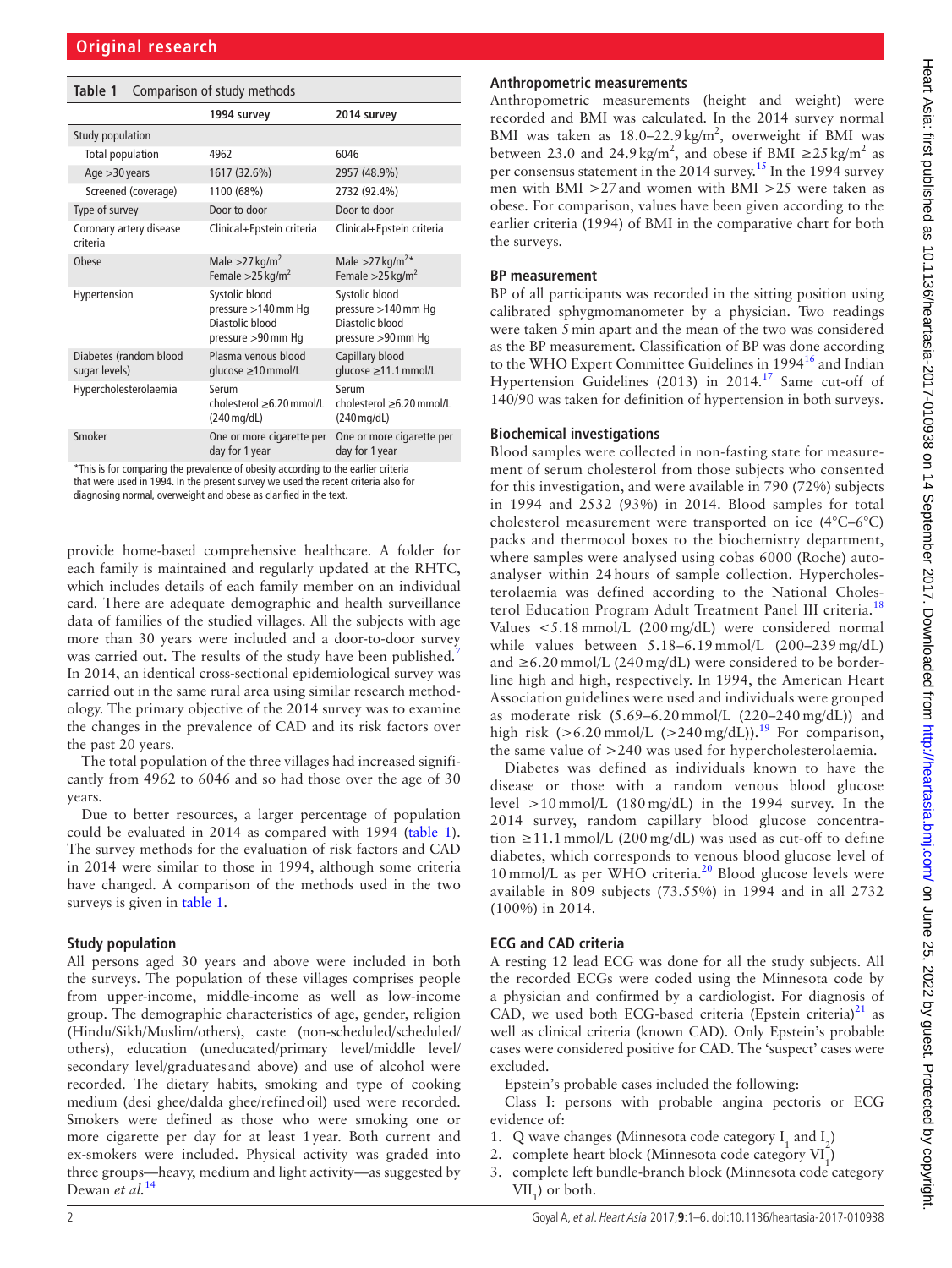**Table 1** Comparison of study methods

| | 1994 survey | 2014 survey |
|---|---|---|
| Study population | | |
| Total population | 4962 | 6046 |
| Age >30 years | 1617 (32.6%) | 2957 (48.9%) |
| Screened (coverage) | 1100 (68%) | 2732 (92.4%) |
| Type of survey | Door to door | Door to door |
| Coronary artery disease criteria | Clinical+Epstein criteria | Clinical+Epstein criteria |
| Obese | Male >27 kg/m² Female >25 kg/m² | Male >27 kg/m²* Female >25 kg/m² |
| Hypertension | Systolic blood pressure >140 mm Hg Diastolic blood pressure >90 mm Hg | Systolic blood pressure >140 mm Hg Diastolic blood pressure >90 mm Hg |
| Diabetes (random blood sugar levels) | Plasma venous blood glucose ≥10 mmol/L | Capillary blood glucose ≥11.1 mmol/L |
| Hypercholesterolaemia | Serum cholesterol ≥6.20 mmol/L (240 mg/dL) | Serum cholesterol ≥6.20 mmol/L (240 mg/dL) |
| Smoker | One or more cigarette per day for 1 year | One or more cigarette per day for 1 year |

*This is for comparing the prevalence of obesity according to the earlier criteria that were used in 1994. In the present survey we used the recent criteria also for diagnosing normal, overweight and obese as clarified in the text.

provide home-based comprehensive healthcare. A folder for each family is maintained and regularly updated at the RHTC, which includes details of each family member on an individual card. There are adequate demographic and health surveillance data of families of the studied villages. All the subjects with age more than 30 years were included and a door-to-door survey was carried out. The results of the study have been published.[7] In 2014, an identical cross-sectional epidemiological survey was carried out in the same rural area using similar research methodology. The primary objective of the 2014 survey was to examine the changes in the prevalence of CAD and its risk factors over the past 20 years.

The total population of the three villages had increased significantly from 4962 to 6046 and so had those over the age of 30 years.

Due to better resources, a larger percentage of population could be evaluated in 2014 as compared with 1994 (table 1). The survey methods for the evaluation of risk factors and CAD in 2014 were similar to those in 1994, although some criteria have changed. A comparison of the methods used in the two surveys is given in table 1.

### Study population

All persons aged 30 years and above were included in both the surveys. The population of these villages comprises people from upper-income, middle-income as well as low-income group. The demographic characteristics of age, gender, religion (Hindu/Sikh/Muslim/others), caste (non-scheduled/scheduled/others), education (uneducated/primary level/middle level/secondary level/graduates and above) and use of alcohol were recorded. The dietary habits, smoking and type of cooking medium (desi ghee/dalda ghee/refined oil) used were recorded. Smokers were defined as those who were smoking one or more cigarette per day for at least 1 year. Both current and ex-smokers were included. Physical activity was graded into three groups—heavy, medium and light activity—as suggested by Dewan *et al.*[14]

### Anthropometric measurements

Anthropometric measurements (height and weight) were recorded and BMI was calculated. In the 2014 survey normal BMI was taken as 18.0–22.9 kg/m², overweight if BMI was between 23.0 and 24.9 kg/m², and obese if BMI ≥25 kg/m² as per consensus statement in the 2014 survey.[15] In the 1994 survey men with BMI >27 and women with BMI >25 were taken as obese. For comparison, values have been given according to the earlier criteria (1994) of BMI in the comparative chart for both the surveys.

### BP measurement

BP of all participants was recorded in the sitting position using calibrated sphygmomanometer by a physician. Two readings were taken 5 min apart and the mean of the two was considered as the BP measurement. Classification of BP was done according to the WHO Expert Committee Guidelines in 1994[16] and Indian Hypertension Guidelines (2013) in 2014.[17] Same cut-off of 140/90 was taken for definition of hypertension in both surveys.

### Biochemical investigations

Blood samples were collected in non-fasting state for measurement of serum cholesterol from those subjects who consented for this investigation, and were available in 790 (72%) subjects in 1994 and 2532 (93%) in 2014. Blood samples for total cholesterol measurement were transported on ice (4°C–6°C) packs and thermocol boxes to the biochemistry department, where samples were analysed using cobas 6000 (Roche) autoanalyser within 24 hours of sample collection. Hypercholesterolaemia was defined according to the National Cholesterol Education Program Adult Treatment Panel III criteria.[18] Values <5.18 mmol/L (200 mg/dL) were considered normal while values between 5.18–6.19 mmol/L (200–239 mg/dL) and ≥6.20 mmol/L (240 mg/dL) were considered to be borderline high and high, respectively. In 1994, the American Heart Association guidelines were used and individuals were grouped as moderate risk (5.69–6.20 mmol/L (220–240 mg/dL)) and high risk (>6.20 mmol/L (>240 mg/dL)).[19] For comparison, the same value of >240 was used for hypercholesterolaemia.

Diabetes was defined as individuals known to have the disease or those with a random venous blood glucose level >10 mmol/L (180 mg/dL) in the 1994 survey. In the 2014 survey, random capillary blood glucose concentration ≥11.1 mmol/L (200 mg/dL) was used as cut-off to define diabetes, which corresponds to venous blood glucose level of 10 mmol/L as per WHO criteria.[20] Blood glucose levels were available in 809 subjects (73.55%) in 1994 and in all 2732 (100%) in 2014.

### ECG and CAD criteria

A resting 12 lead ECG was done for all the study subjects. All the recorded ECGs were coded using the Minnesota code by a physician and confirmed by a cardiologist. For diagnosis of CAD, we used both ECG-based criteria (Epstein criteria)[21] as well as clinical criteria (known CAD). Only Epstein's probable cases were considered positive for CAD. The 'suspect' cases were excluded.

Epstein's probable cases included the following:

Class I: persons with probable angina pectoris or ECG evidence of:

1. Q wave changes (Minnesota code category $I_1$ and $I_2$)
2. complete heart block (Minnesota code category $VI_1$)
3. complete left bundle-branch block (Minnesota code category $VII_1$) or both.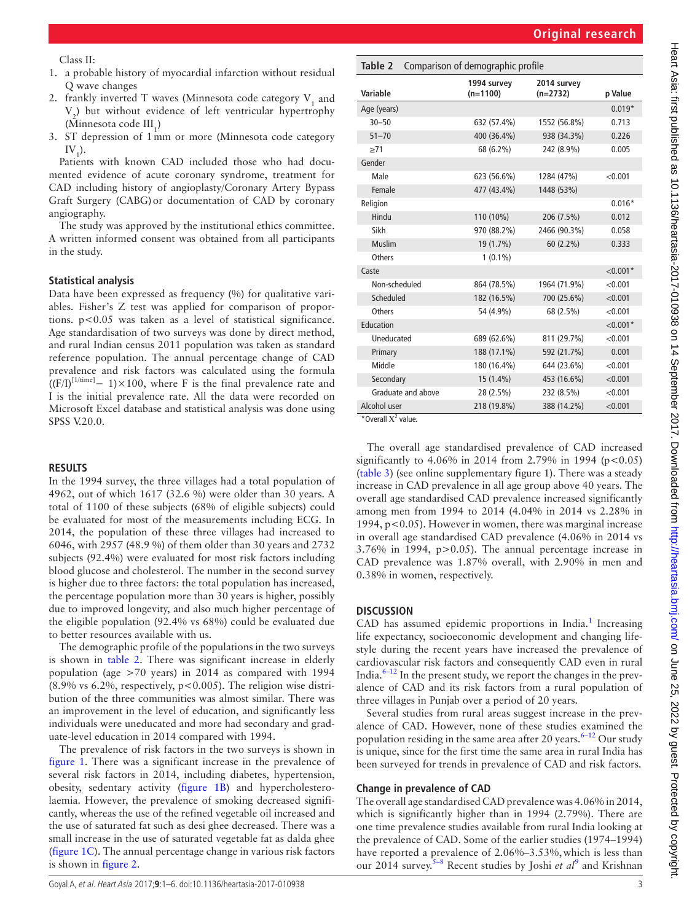Class II:

1. a probable history of myocardial infarction without residual Q wave changes
2. frankly inverted T waves (Minnesota code category $V_1$ and $V_2$) but without evidence of left ventricular hypertrophy (Minnesota code $III_1$)
3. ST depression of 1 mm or more (Minnesota code category $IV_1$).

Patients with known CAD included those who had documented evidence of acute coronary syndrome, treatment for CAD including history of angioplasty/Coronary Artery Bypass Graft Surgery (CABG) or documentation of CAD by coronary angiography.

The study was approved by the institutional ethics committee. A written informed consent was obtained from all participants in the study.

### Statistical analysis

Data have been expressed as frequency (%) for qualitative variables. Fisher's Z test was applied for comparison of proportions. $p<0.05$ was taken as a level of statistical significance. Age standardisation of two surveys was done by direct method, and rural Indian census 2011 population was taken as standard reference population. The annual percentage change of CAD prevalence and risk factors was calculated using the formula $((F/I)^{[1/time]}-1)\times 100$, where F is the final prevalence rate and I is the initial prevalence rate. All the data were recorded on Microsoft Excel database and statistical analysis was done using SPSS V.20.0.

## RESULTS

In the 1994 survey, the three villages had a total population of 4962, out of which 1617 (32.6 %) were older than 30 years. A total of 1100 of these subjects (68% of eligible subjects) could be evaluated for most of the measurements including ECG. In 2014, the population of these three villages had increased to 6046, with 2957 (48.9 %) of them older than 30 years and 2732 subjects (92.4%) were evaluated for most risk factors including blood glucose and cholesterol. The number in the second survey is higher due to three factors: the total population has increased, the percentage population more than 30 years is higher, possibly due to improved longevity, and also much higher percentage of the eligible population (92.4% vs 68%) could be evaluated due to better resources available with us.

The demographic profile of the populations in the two surveys is shown in table 2. There was significant increase in elderly population (age >70 years) in 2014 as compared with 1994 (8.9% vs 6.2%, respectively, $p<0.005$). The religion wise distribution of the three communities was almost similar. There was an improvement in the level of education, and significantly less individuals were uneducated and more had secondary and graduate-level education in 2014 compared with 1994.

The prevalence of risk factors in the two surveys is shown in figure 1. There was a significant increase in the prevalence of several risk factors in 2014, including diabetes, hypertension, obesity, sedentary activity (figure 1B) and hypercholesterolaemia. However, the prevalence of smoking decreased significantly, whereas the use of the refined vegetable oil increased and the use of saturated fat such as desi ghee decreased. There was a small increase in the use of saturated vegetable fat as dalda ghee (figure 1C). The annual percentage change in various risk factors is shown in figure 2.

**Table 2** Comparison of demographic profile

| Variable | 1994 survey (n=1100) | 2014 survey (n=2732) | p Value |
|---|---|---|---|
| Age (years) | | | 0.019* |
| 30–50 | 632 (57.4%) | 1552 (56.8%) | 0.713 |
| 51–70 | 400 (36.4%) | 938 (34.3%) | 0.226 |
| ≥71 | 68 (6.2%) | 242 (8.9%) | 0.005 |
| Gender | | | |
| Male | 623 (56.6%) | 1284 (47%) | <0.001 |
| Female | 477 (43.4%) | 1448 (53%) | |
| Religion | | | 0.016* |
| Hindu | 110 (10%) | 206 (7.5%) | 0.012 |
| Sikh | 970 (88.2%) | 2466 (90.3%) | 0.058 |
| Muslim | 19 (1.7%) | 60 (2.2%) | 0.333 |
| Others | 1 (0.1%) | | |
| Caste | | | <0.001* |
| Non-scheduled | 864 (78.5%) | 1964 (71.9%) | <0.001 |
| Scheduled | 182 (16.5%) | 700 (25.6%) | <0.001 |
| Others | 54 (4.9%) | 68 (2.5%) | <0.001 |
| Education | | | <0.001* |
| Uneducated | 689 (62.6%) | 811 (29.7%) | <0.001 |
| Primary | 188 (17.1%) | 592 (21.7%) | 0.001 |
| Middle | 180 (16.4%) | 644 (23.6%) | <0.001 |
| Secondary | 15 (1.4%) | 453 (16.6%) | <0.001 |
| Graduate and above | 28 (2.5%) | 232 (8.5%) | <0.001 |
| Alcohol user | 218 (19.8%) | 388 (14.2%) | <0.001 |

*Overall $X^2$ value.

The overall age standardised prevalence of CAD increased significantly to 4.06% in 2014 from 2.79% in 1994 ($p<0.05$) (table 3) (see online supplementary figure 1). There was a steady increase in CAD prevalence in all age group above 40 years. The overall age standardised CAD prevalence increased significantly among men from 1994 to 2014 (4.04% in 2014 vs 2.28% in 1994, $p<0.05$). However in women, there was marginal increase in overall age standardised CAD prevalence (4.06% in 2014 vs 3.76% in 1994, $p>0.05$). The annual percentage increase in CAD prevalence was 1.87% overall, with 2.90% in men and 0.38% in women, respectively.

## DISCUSSION

CAD has assumed epidemic proportions in India.[1] Increasing life expectancy, socioeconomic development and changing lifestyle during the recent years have increased the prevalence of cardiovascular risk factors and consequently CAD even in rural India.[6–12] In the present study, we report the changes in the prevalence of CAD and its risk factors from a rural population of three villages in Punjab over a period of 20 years.

Several studies from rural areas suggest increase in the prevalence of CAD. However, none of these studies examined the population residing in the same area after 20 years.[6–12] Our study is unique, since for the first time the same area in rural India has been surveyed for trends in prevalence of CAD and risk factors.

### Change in prevalence of CAD

The overall age standardised CAD prevalence was 4.06% in 2014, which is significantly higher than in 1994 (2.79%). There are one time prevalence studies available from rural India looking at the prevalence of CAD. Some of the earlier studies (1974–1994) have reported a prevalence of 2.06%–3.53%, which is less than our 2014 survey.[5–8] Recent studies by Joshi *et al*[9] and Krishnan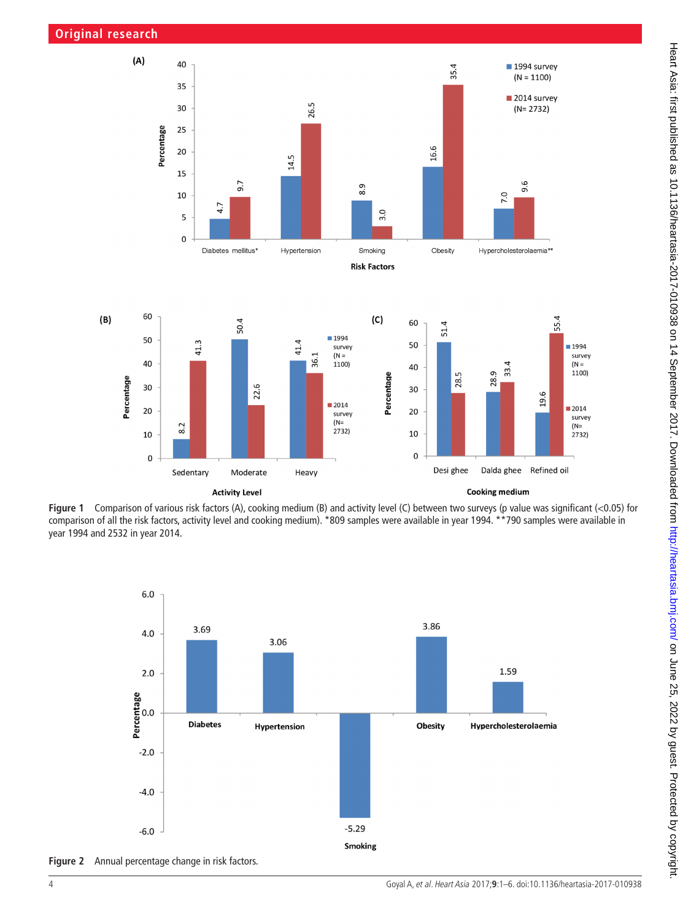Figure 1 Comparison of various risk factors (A), cooking medium (B) and activity level (C) between two surveys (p value was significant (<0.05) for comparison of all the risk factors, activity level and cooking medium). *809 samples were available in year 1994. **790 samples were available in year 1994 and 2532 in year 2014.

Figure 2 Annual percentage change in risk factors.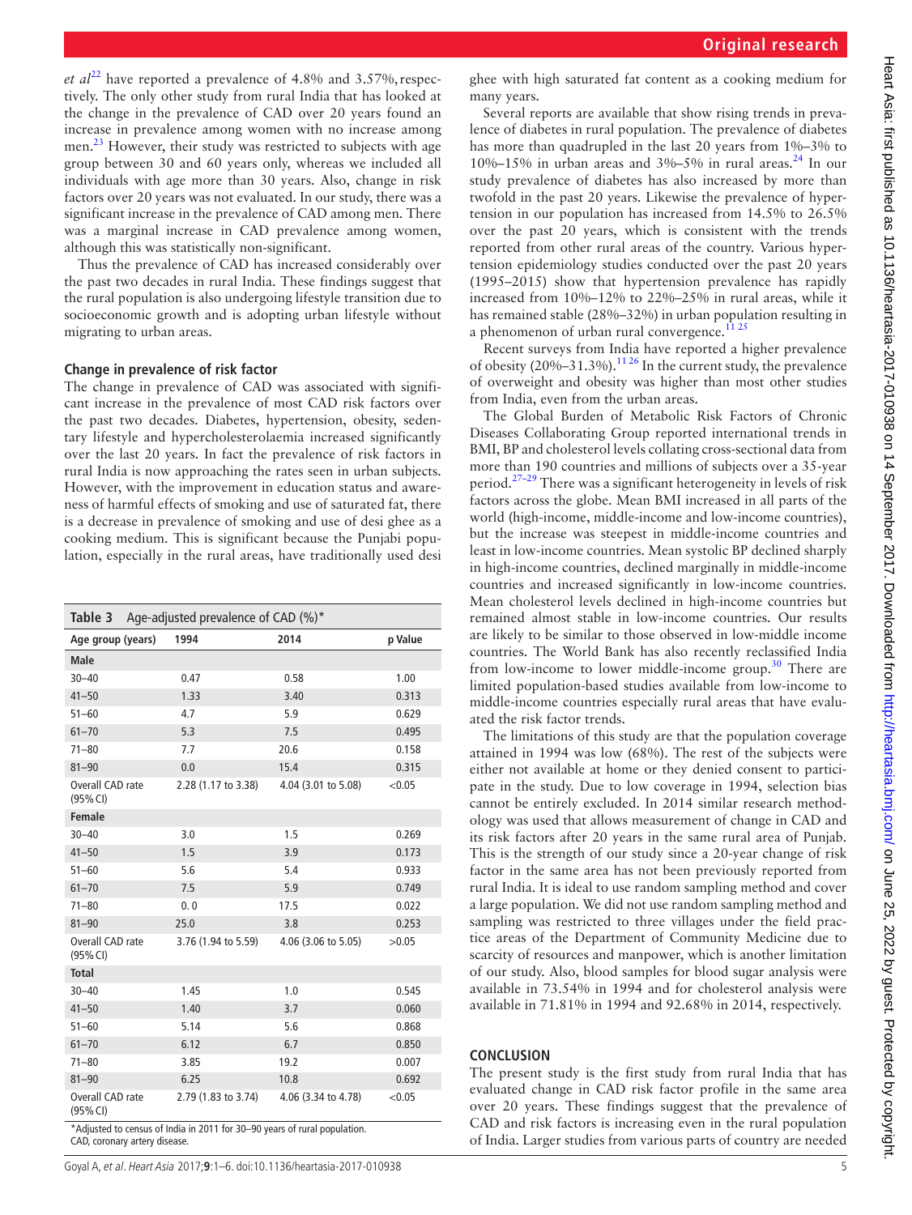*et al*[22] have reported a prevalence of 4.8% and 3.57%, respectively. The only other study from rural India that has looked at the change in the prevalence of CAD over 20 years found an increase in prevalence among women with no increase among men.[23] However, their study was restricted to subjects with age group between 30 and 60 years only, whereas we included all individuals with age more than 30 years. Also, change in risk factors over 20 years was not evaluated. In our study, there was a significant increase in the prevalence of CAD among men. There was a marginal increase in CAD prevalence among women, although this was statistically non-significant.

Thus the prevalence of CAD has increased considerably over the past two decades in rural India. These findings suggest that the rural population is also undergoing lifestyle transition due to socioeconomic growth and is adopting urban lifestyle without migrating to urban areas.

### Change in prevalence of risk factor

The change in prevalence of CAD was associated with significant increase in the prevalence of most CAD risk factors over the past two decades. Diabetes, hypertension, obesity, sedentary lifestyle and hypercholesterolaemia increased significantly over the last 20 years. In fact the prevalence of risk factors in rural India is now approaching the rates seen in urban subjects. However, with the improvement in education status and awareness of harmful effects of smoking and use of saturated fat, there is a decrease in prevalence of smoking and use of desi ghee as a cooking medium. This is significant because the Punjabi population, especially in the rural areas, have traditionally used desi ghee with high saturated fat content as a cooking medium for many years.

**Table 3** Age-adjusted prevalence of CAD (%)*

| Age group (years) | 1994 | 2014 | p Value |
|---|---|---|---|
| **Male** | | | |
| 30–40 | 0.47 | 0.58 | 1.00 |
| 41–50 | 1.33 | 3.40 | 0.313 |
| 51–60 | 4.7 | 5.9 | 0.629 |
| 61–70 | 5.3 | 7.5 | 0.495 |
| 71–80 | 7.7 | 20.6 | 0.158 |
| 81–90 | 0.0 | 15.4 | 0.315 |
| Overall CAD rate (95% CI) | 2.28 (1.17 to 3.38) | 4.04 (3.01 to 5.08) | <0.05 |
| **Female** | | | |
| 30–40 | 3.0 | 1.5 | 0.269 |
| 41–50 | 1.5 | 3.9 | 0.173 |
| 51–60 | 5.6 | 5.4 | 0.933 |
| 61–70 | 7.5 | 5.9 | 0.749 |
| 71–80 | 0. 0 | 17.5 | 0.022 |
| 81–90 | 25.0 | 3.8 | 0.253 |
| Overall CAD rate (95% CI) | 3.76 (1.94 to 5.59) | 4.06 (3.06 to 5.05) | >0.05 |
| **Total** | | | |
| 30–40 | 1.45 | 1.0 | 0.545 |
| 41–50 | 1.40 | 3.7 | 0.060 |
| 51–60 | 5.14 | 5.6 | 0.868 |
| 61–70 | 6.12 | 6.7 | 0.850 |
| 71–80 | 3.85 | 19.2 | 0.007 |
| 81–90 | 6.25 | 10.8 | 0.692 |
| Overall CAD rate (95% CI) | 2.79 (1.83 to 3.74) | 4.06 (3.34 to 4.78) | <0.05 |

*Adjusted to census of India in 2011 for 30–90 years of rural population.
CAD, coronary artery disease.

Several reports are available that show rising trends in prevalence of diabetes in rural population. The prevalence of diabetes has more than quadrupled in the last 20 years from 1%–3% to 10%–15% in urban areas and 3%–5% in rural areas.[24] In our study prevalence of diabetes has also increased by more than twofold in the past 20 years. Likewise the prevalence of hypertension in our population has increased from 14.5% to 26.5% over the past 20 years, which is consistent with the trends reported from other rural areas of the country. Various hypertension epidemiology studies conducted over the past 20 years (1995–2015) show that hypertension prevalence has rapidly increased from 10%–12% to 22%–25% in rural areas, while it has remained stable (28%–32%) in urban population resulting in a phenomenon of urban rural convergence.[11 25]

Recent surveys from India have reported a higher prevalence of obesity (20%–31.3%).[11 26] In the current study, the prevalence of overweight and obesity was higher than most other studies from India, even from the urban areas.

The Global Burden of Metabolic Risk Factors of Chronic Diseases Collaborating Group reported international trends in BMI, BP and cholesterol levels collating cross-sectional data from more than 190 countries and millions of subjects over a 35-year period.[27–29] There was a significant heterogeneity in levels of risk factors across the globe. Mean BMI increased in all parts of the world (high-income, middle-income and low-income countries), but the increase was steepest in middle-income countries and least in low-income countries. Mean systolic BP declined sharply in high-income countries, declined marginally in middle-income countries and increased significantly in low-income countries. Mean cholesterol levels declined in high-income countries but remained almost stable in low-income countries. Our results are likely to be similar to those observed in low-middle income countries. The World Bank has also recently reclassified India from low-income to lower middle-income group.[30] There are limited population-based studies available from low-income to middle-income countries especially rural areas that have evaluated the risk factor trends.

The limitations of this study are that the population coverage attained in 1994 was low (68%). The rest of the subjects were either not available at home or they denied consent to participate in the study. Due to low coverage in 1994, selection bias cannot be entirely excluded. In 2014 similar research methodology was used that allows measurement of change in CAD and its risk factors after 20 years in the same rural area of Punjab. This is the strength of our study since a 20-year change of risk factor in the same area has not been previously reported from rural India. It is ideal to use random sampling method and cover a large population. We did not use random sampling method and sampling was restricted to three villages under the field practice areas of the Department of Community Medicine due to scarcity of resources and manpower, which is another limitation of our study. Also, blood samples for blood sugar analysis were available in 73.54% in 1994 and for cholesterol analysis were available in 71.81% in 1994 and 92.68% in 2014, respectively.

## CONCLUSION

The present study is the first study from rural India that has evaluated change in CAD risk factor profile in the same area over 20 years. These findings suggest that the prevalence of CAD and risk factors is increasing even in the rural population of India. Larger studies from various parts of country are needed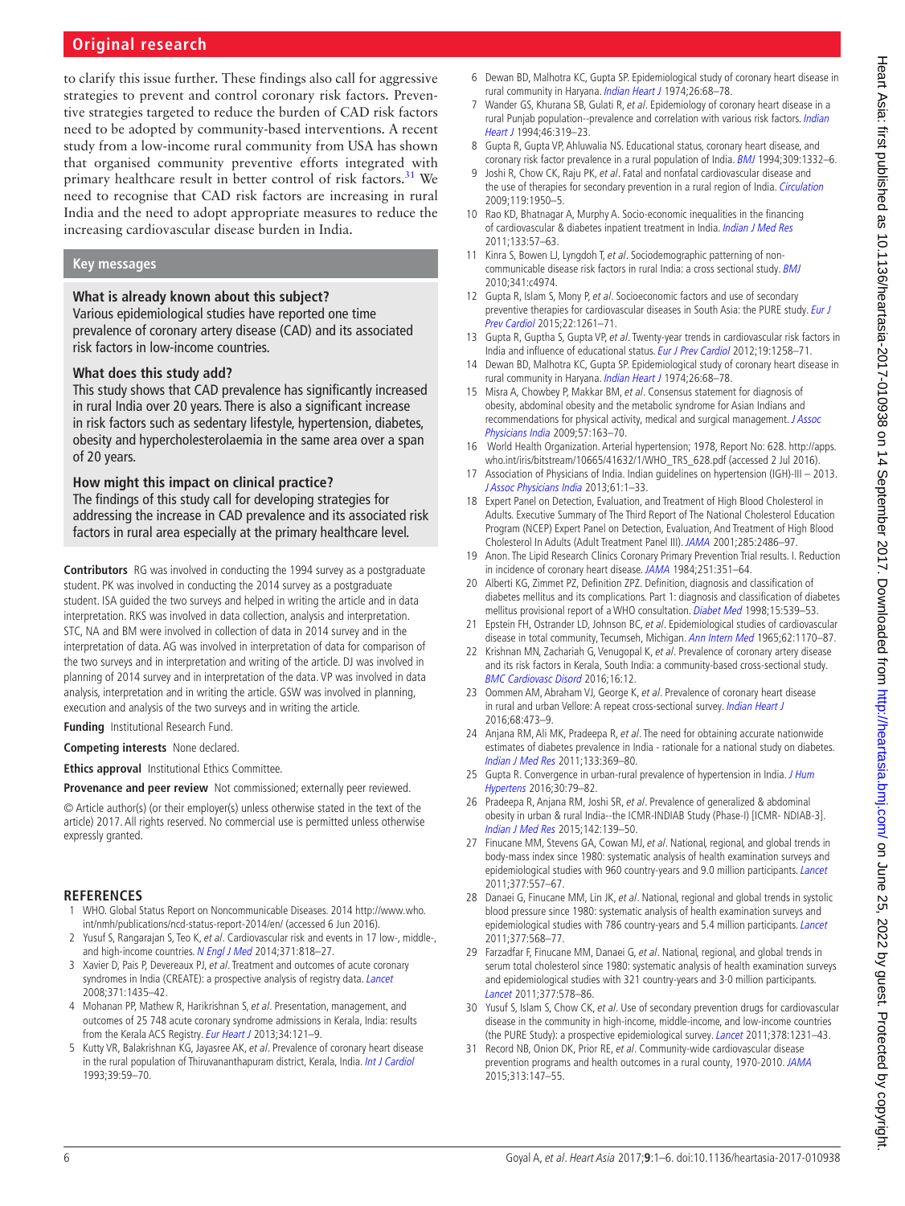to clarify this issue further. These findings also call for aggressive strategies to prevent and control coronary risk factors. Preventive strategies targeted to reduce the burden of CAD risk factors need to be adopted by community-based interventions. A recent study from a low-income rural community from USA has shown that organised community preventive efforts integrated with primary healthcare result in better control of risk factors.[31] We need to recognise that CAD risk factors are increasing in rural India and the need to adopt appropriate measures to reduce the increasing cardiovascular disease burden in India.

## Key messages

### What is already known about this subject?

Various epidemiological studies have reported one time prevalence of coronary artery disease (CAD) and its associated risk factors in low-income countries.

### What does this study add?

This study shows that CAD prevalence has significantly increased in rural India over 20 years. There is also a significant increase in risk factors such as sedentary lifestyle, hypertension, diabetes, obesity and hypercholesterolaemia in the same area over a span of 20 years.

### How might this impact on clinical practice?

The findings of this study call for developing strategies for addressing the increase in CAD prevalence and its associated risk factors in rural area especially at the primary healthcare level.

**Contributors** RG was involved in conducting the 1994 survey as a postgraduate student. PK was involved in conducting the 2014 survey as a postgraduate student. ISA guided the two surveys and helped in writing the article and in data interpretation. RKS was involved in data collection, analysis and interpretation. STC, NA and BM were involved in collection of data in 2014 survey and in the interpretation of data. AG was involved in interpretation of data for comparison of the two surveys and in interpretation and writing of the article. DJ was involved in planning of 2014 survey and in interpretation of the data. VP was involved in data analysis, interpretation and in writing the article. GSW was involved in planning, execution and analysis of the two surveys and in writing the article.

**Funding** Institutional Research Fund.

**Competing interests** None declared.

**Ethics approval** Institutional Ethics Committee.

**Provenance and peer review** Not commissioned; externally peer reviewed.

© Article author(s) (or their employer(s) unless otherwise stated in the text of the article) 2017. All rights reserved. No commercial use is permitted unless otherwise expressly granted.

## REFERENCES

1. WHO. Global Status Report on Noncommunicable Diseases. 2014 http://www.who.int/nmh/publications/ncd-status-report-2014/en/ (accessed 6 Jun 2016).
2. Yusuf S, Rangarajan S, Teo K, *et al*. Cardiovascular risk and events in 17 low-, middle-, and high-income countries. *N Engl J Med* 2014;371:818–27.
3. Xavier D, Pais P, Devereaux PJ, *et al*. Treatment and outcomes of acute coronary syndromes in India (CREATE): a prospective analysis of registry data. *Lancet* 2008;371:1435–42.
4. Mohanan PP, Mathew R, Harikrishnan S, *et al*. Presentation, management, and outcomes of 25 748 acute coronary syndrome admissions in Kerala, India: results from the Kerala ACS Registry. *Eur Heart J* 2013;34:121–9.
5. Kutty VR, Balakrishnan KG, Jayasree AK, *et al*. Prevalence of coronary heart disease in the rural population of Thiruvananthapuram district, Kerala, India. *Int J Cardiol* 1993;39:59–70.
6. Dewan BD, Malhotra KC, Gupta SP. Epidemiological study of coronary heart disease in rural community in Haryana. *Indian Heart J* 1974;26:68–78.
7. Wander GS, Khurana SB, Gulati R, *et al*. Epidemiology of coronary heart disease in a rural Punjab population--prevalence and correlation with various risk factors. *Indian Heart J* 1994;46:319–23.
8. Gupta R, Gupta VP, Ahluwalia NS. Educational status, coronary heart disease, and coronary risk factor prevalence in a rural population of India. *BMJ* 1994;309:1332–6.
9. Joshi R, Chow CK, Raju PK, *et al*. Fatal and nonfatal cardiovascular disease and the use of therapies for secondary prevention in a rural region of India. *Circulation* 2009;119:1950–5.
10. Rao KD, Bhatnagar A, Murphy A. Socio-economic inequalities in the financing of cardiovascular & diabetes inpatient treatment in India. *Indian J Med Res* 2011;133:57–63.
11. Kinra S, Bowen LJ, Lyngdoh T, *et al*. Sociodemographic patterning of non-communicable disease risk factors in rural India: a cross sectional study. *BMJ* 2010;341:c4974.
12. Gupta R, Islam S, Mony P, *et al*. Socioeconomic factors and use of secondary preventive therapies for cardiovascular diseases in South Asia: the PURE study. *Eur J Prev Cardiol* 2015;22:1261–71.
13. Gupta R, Guptha S, Gupta VP, *et al*. Twenty-year trends in cardiovascular risk factors in India and influence of educational status. *Eur J Prev Cardiol* 2012;19:1258–71.
14. Dewan BD, Malhotra KC, Gupta SP. Epidemiological study of coronary heart disease in rural community in Haryana. *Indian Heart J* 1974;26:68–78.
15. Misra A, Chowbey P, Makkar BM, *et al*. Consensus statement for diagnosis of obesity, abdominal obesity and the metabolic syndrome for Asian Indians and recommendations for physical activity, medical and surgical management. *J Assoc Physicians India* 2009;57:163–70.
16. World Health Organization. Arterial hypertension; 1978, Report No: 628. http://apps.who.int/iris/bitstream/10665/41632/1/WHO_TRS_628.pdf (accessed 2 Jul 2016).
17. Association of Physicians of India. Indian guidelines on hypertension (IGH)-III – 2013. *J Assoc Physicians India* 2013;61:1–33.
18. Expert Panel on Detection, Evaluation, and Treatment of High Blood Cholesterol in Adults. Executive Summary of The Third Report of The National Cholesterol Education Program (NCEP) Expert Panel on Detection, Evaluation, And Treatment of High Blood Cholesterol In Adults (Adult Treatment Panel III). *JAMA* 2001;285:2486–97.
19. Anon. The Lipid Research Clinics Coronary Primary Prevention Trial results. I. Reduction in incidence of coronary heart disease. *JAMA* 1984;251:351–64.
20. Alberti KG, Zimmet PZ, Definition ZPZ. Definition, diagnosis and classification of diabetes mellitus and its complications. Part 1: diagnosis and classification of diabetes mellitus provisional report of a WHO consultation. *Diabet Med* 1998;15:539–53.
21. Epstein FH, Ostrander LD, Johnson BC, *et al*. Epidemiological studies of cardiovascular disease in total community, Tecumseh, Michigan. *Ann Intern Med* 1965;62:1170–87.
22. Krishnan MN, Zachariah G, Venugopal K, *et al*. Prevalence of coronary artery disease and its risk factors in Kerala, South India: a community-based cross-sectional study. *BMC Cardiovasc Disord* 2016;16:12.
23. Oommen AM, Abraham VJ, George K, *et al*. Prevalence of coronary heart disease in rural and urban Vellore: A repeat cross-sectional survey. *Indian Heart J* 2016;68:473–9.
24. Anjana RM, Ali MK, Pradeepa R, *et al*. The need for obtaining accurate nationwide estimates of diabetes prevalence in India - rationale for a national study on diabetes. *Indian J Med Res* 2011;133:369–80.
25. Gupta R. Convergence in urban-rural prevalence of hypertension in India. *J Hum Hypertens* 2016;30:79–82.
26. Pradeepa R, Anjana RM, Joshi SR, *et al*. Prevalence of generalized & abdominal obesity in urban & rural India--the ICMR-INDIAB Study (Phase-I) [ICMR- NDIAB-3]. *Indian J Med Res* 2015;142:139–50.
27. Finucane MM, Stevens GA, Cowan MJ, *et al*. National, regional, and global trends in body-mass index since 1980: systematic analysis of health examination surveys and epidemiological studies with 960 country-years and 9.0 million participants. *Lancet* 2011;377:557–67.
28. Danaei G, Finucane MM, Lin JK, *et al*. National, regional and global trends in systolic blood pressure since 1980: systematic analysis of health examination surveys and epidemiological studies with 786 country-years and 5.4 million participants. *Lancet* 2011;377:568–77.
29. Farzadfar F, Finucane MM, Danaei G, *et al*. National, regional, and global trends in serum total cholesterol since 1980: systematic analysis of health examination surveys and epidemiological studies with 321 country-years and 3·0 million participants. *Lancet* 2011;377:578–86.
30. Yusuf S, Islam S, Chow CK, *et al*. Use of secondary prevention drugs for cardiovascular disease in the community in high-income, middle-income, and low-income countries (the PURE Study): a prospective epidemiological survey. *Lancet* 2011;378:1231–43.
31. Record NB, Onion DK, Prior RE, *et al*. Community-wide cardiovascular disease prevention programs and health outcomes in a rural county, 1970-2010. *JAMA* 2015;313:147–55.